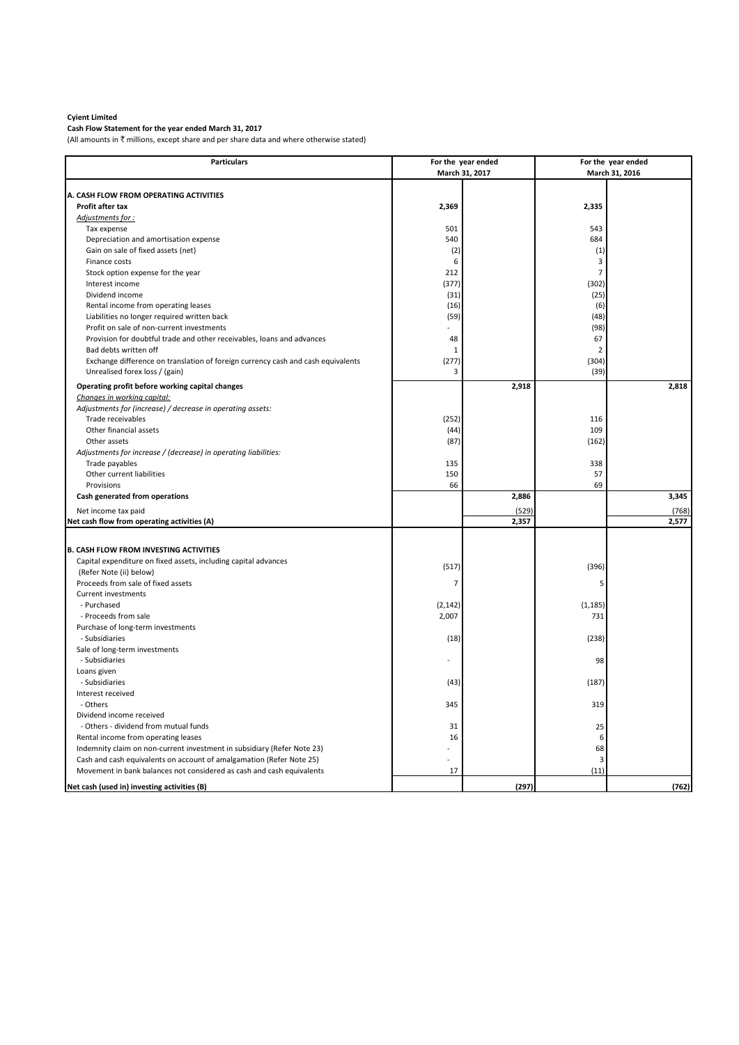**Cyient Limited**

**Cash Flow Statement for the year ended March 31, 2017**

(All amounts in ₹ millions, except share and per share data and where otherwise stated)

| Particulars | For the year ended March 31, 2017 | | For the year ended March 31, 2016 | |
|---|---|---|---|---|
| **A. CASH FLOW FROM OPERATING ACTIVITIES** | | | | |
| **Profit after tax** | **2,369** | | **2,335** | |
| *Adjustments for :* | | | | |
| Tax expense | 501 | | 543 | |
| Depreciation and amortisation expense | 540 | | 684 | |
| Gain on sale of fixed assets (net) | (2) | | (1) | |
| Finance costs | 6 | | 3 | |
| Stock option expense for the year | 212 | | 7 | |
| Interest income | (377) | | (302) | |
| Dividend income | (31) | | (25) | |
| Rental income from operating leases | (16) | | (6) | |
| Liabilities no longer required written back | (59) | | (48) | |
| Profit on sale of non-current investments | - | | (98) | |
| Provision for doubtful trade and other receivables, loans and advances | 48 | | 67 | |
| Bad debts written off | 1 | | 2 | |
| Exchange difference on translation of foreign currency cash and cash equivalents | (277) | | (304) | |
| Unrealised forex loss / (gain) | 3 | | (39) | |
| **Operating profit before working capital changes** | | **2,918** | | **2,818** |
| *Changes in working capital:* | | | | |
| *Adjustments for (increase) / decrease in operating assets:* | | | | |
| Trade receivables | (252) | | 116 | |
| Other financial assets | (44) | | 109 | |
| Other assets | (87) | | (162) | |
| *Adjustments for increase / (decrease) in operating liabilities:* | | | | |
| Trade payables | 135 | | 338 | |
| Other current liabilities | 150 | | 57 | |
| Provisions | 66 | | 69 | |
| **Cash generated from operations** | | **2,886** | | **3,345** |
| Net income tax paid | | (529) | | (768) |
| **Net cash flow from operating activities (A)** | | **2,357** | | **2,577** |
| **B. CASH FLOW FROM INVESTING ACTIVITIES** | | | | |
| Capital expenditure on fixed assets, including capital advances (Refer Note (ii) below) | (517) | | (396) | |
| Proceeds from sale of fixed assets | 7 | | 5 | |
| Current investments | | | | |
| - Purchased | (2,142) | | (1,185) | |
| - Proceeds from sale | 2,007 | | 731 | |
| Purchase of long-term investments | | | | |
| - Subsidiaries | (18) | | (238) | |
| Sale of long-term investments | | | | |
| - Subsidiaries | - | | 98 | |
| Loans given | | | | |
| - Subsidiaries | (43) | | (187) | |
| Interest received | | | | |
| - Others | 345 | | 319 | |
| Dividend income received | | | | |
| - Others - dividend from mutual funds | 31 | | 25 | |
| Rental income from operating leases | 16 | | 6 | |
| Indemnity claim on non-current investment in subsidiary (Refer Note 23) | - | | 68 | |
| Cash and cash equivalents on account of amalgamation (Refer Note 25) | - | | 3 | |
| Movement in bank balances not considered as cash and cash equivalents | 17 | | (11) | |
| **Net cash (used in) investing activities (B)** | | **(297)** | | **(762)** |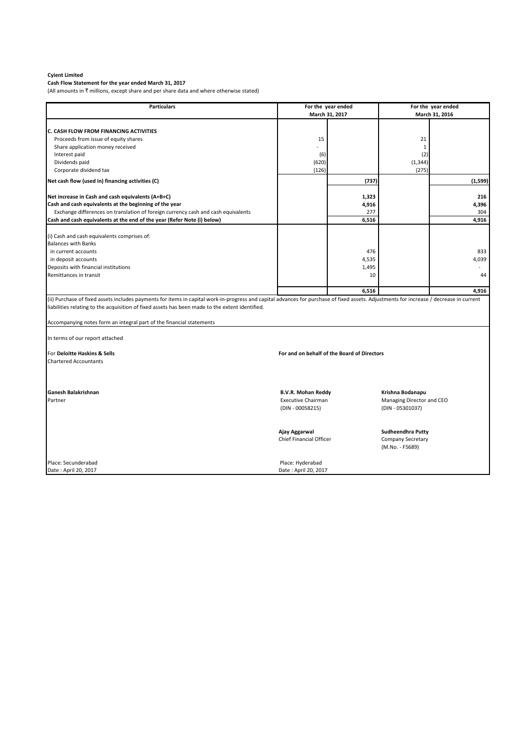**Cyient Limited**

**Cash Flow Statement for the year ended March 31, 2017**

(All amounts in ₹ millions, except share and per share data and where otherwise stated)

| Particulars | For the year ended March 31, 2017 | | For the year ended March 31, 2016 | |
|---|---|---|---|---|
| **C. CASH FLOW FROM FINANCING ACTIVITIES** | | | | |
| Proceeds from issue of equity shares | 15 | | 21 | |
| Share application money received | - | | 1 | |
| Interest paid | (6) | | (2) | |
| Dividends paid | (620) | | (1,344) | |
| Corporate dividend tax | (126) | | (275) | |
| **Net cash flow (used in) financing activities (C)** | | **(737)** | | **(1,599)** |
| **Net increase in Cash and cash equivalents (A+B+C)** | | **1,323** | | **216** |
| **Cash and cash equivalents at the beginning of the year** | | **4,916** | | **4,396** |
| Exchange differences on translation of foreign currency cash and cash equivalents | | 277 | | 304 |
| **Cash and cash equivalents at the end of the year (Refer Note (i) below)** | | **6,516** | | **4,916** |
| (i) Cash and cash equivalents comprises of: | | | | |
| Balances with Banks | | | | |
| in current accounts | | 476 | | 833 |
| in deposit accounts | | 4,535 | | 4,039 |
| Deposits with financial institutions | | 1,495 | | - |
| Remittances in transit | | 10 | | 44 |
| | | **6,516** | | **4,916** |

(ii) Purchase of fixed assets includes payments for items in capital work-in-progress and capital advances for purchase of fixed assets. Adjustments for increase / decrease in current liabilities relating to the acquisition of fixed assets has been made to the extent identified.

Accompanying notes form an integral part of the financial statements

In terms of our report attached

For **Deloitte Haskins & Sells**
Chartered Accountants

**Ganesh Balakrishnan**
Partner

Place: Secunderabad
Date : April 20, 2017

**For and on behalf of the Board of Directors**

**B.V.R. Mohan Reddy**
Executive Chairman
(DIN - 00058215)

**Krishna Bodanapu**
Managing Director and CEO
(DIN - 05301037)

**Ajay Aggarwal**
Chief Financial Officer

**Sudheendhra Putty**
Company Secretary
(M.No. - F5689)

Place: Hyderabad
Date : April 20, 2017